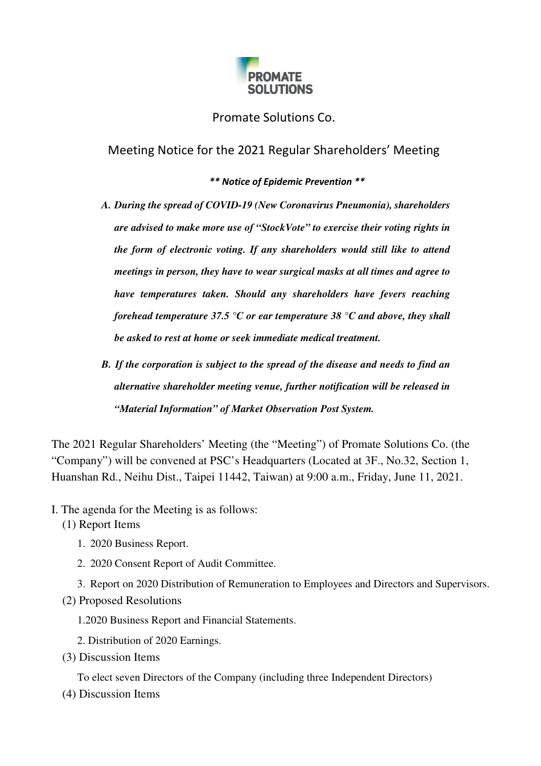# Promate Solutions Co.

## Meeting Notice for the 2021 Regular Shareholders' Meeting

***\*\* Notice of Epidemic Prevention \*\****

***A. During the spread of COVID-19 (New Coronavirus Pneumonia), shareholders are advised to make more use of "StockVote" to exercise their voting rights in the form of electronic voting. If any shareholders would still like to attend meetings in person, they have to wear surgical masks at all times and agree to have temperatures taken. Should any shareholders have fevers reaching forehead temperature 37.5 °C or ear temperature 38 °C and above, they shall be asked to rest at home or seek immediate medical treatment.***

***B. If the corporation is subject to the spread of the disease and needs to find an alternative shareholder meeting venue, further notification will be released in "Material Information" of Market Observation Post System.***

The 2021 Regular Shareholders' Meeting (the "Meeting") of Promate Solutions Co. (the "Company") will be convened at PSC's Headquarters (Located at 3F., No.32, Section 1, Huanshan Rd., Neihu Dist., Taipei 11442, Taiwan) at 9:00 a.m., Friday, June 11, 2021.

I. The agenda for the Meeting is as follows:

(1) Report Items

1. 2020 Business Report.
2. 2020 Consent Report of Audit Committee.
3. Report on 2020 Distribution of Remuneration to Employees and Directors and Supervisors.

(2) Proposed Resolutions

1.2020 Business Report and Financial Statements.

2. Distribution of 2020 Earnings.

(3) Discussion Items

To elect seven Directors of the Company (including three Independent Directors)

(4) Discussion Items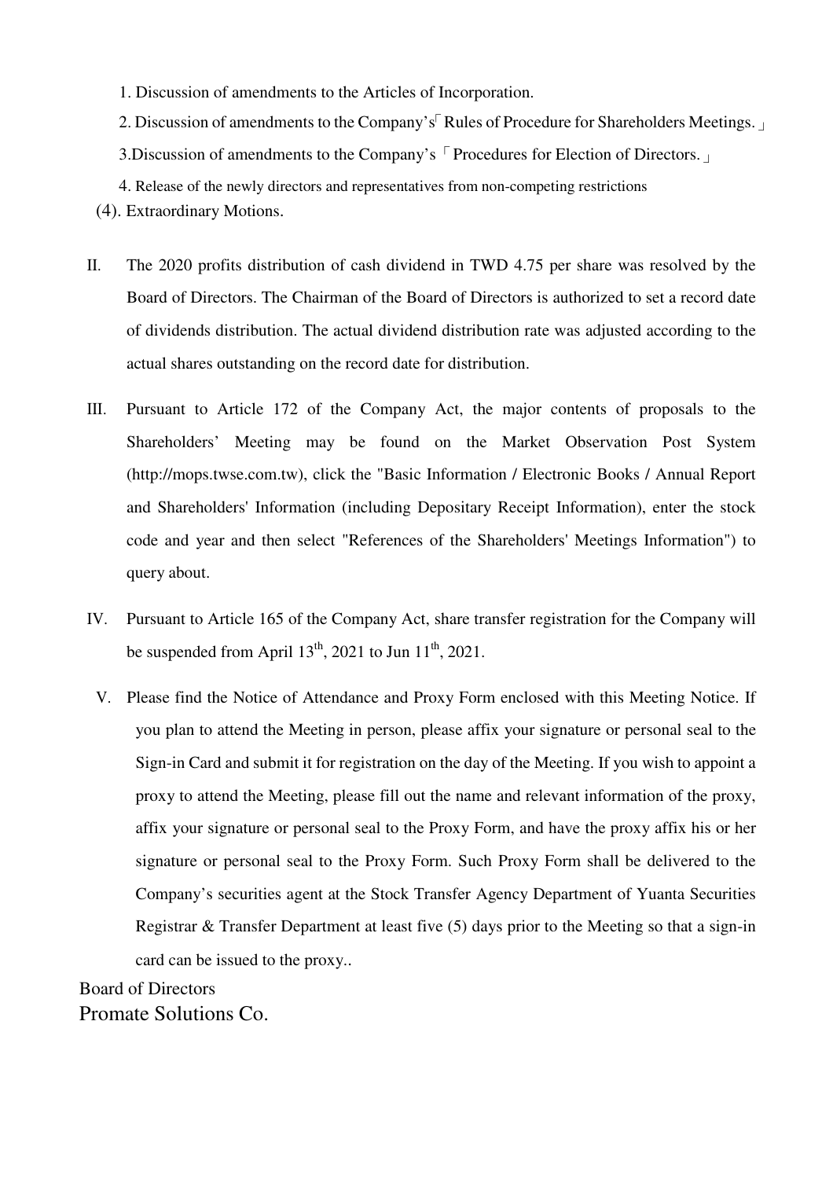1. Discussion of amendments to the Articles of Incorporation.
2. Discussion of amendments to the Company's「Rules of Procedure for Shareholders Meetings.」
3. Discussion of amendments to the Company's「Procedures for Election of Directors.」
4. Release of the newly directors and representatives from non-competing restrictions

(4). Extraordinary Motions.

II. The 2020 profits distribution of cash dividend in TWD 4.75 per share was resolved by the Board of Directors. The Chairman of the Board of Directors is authorized to set a record date of dividends distribution. The actual dividend distribution rate was adjusted according to the actual shares outstanding on the record date for distribution.

III. Pursuant to Article 172 of the Company Act, the major contents of proposals to the Shareholders' Meeting may be found on the Market Observation Post System (http://mops.twse.com.tw), click the "Basic Information / Electronic Books / Annual Report and Shareholders' Information (including Depositary Receipt Information), enter the stock code and year and then select "References of the Shareholders' Meetings Information") to query about.

IV. Pursuant to Article 165 of the Company Act, share transfer registration for the Company will be suspended from April 13th, 2021 to Jun 11th, 2021.

V. Please find the Notice of Attendance and Proxy Form enclosed with this Meeting Notice. If you plan to attend the Meeting in person, please affix your signature or personal seal to the Sign-in Card and submit it for registration on the day of the Meeting. If you wish to appoint a proxy to attend the Meeting, please fill out the name and relevant information of the proxy, affix your signature or personal seal to the Proxy Form, and have the proxy affix his or her signature or personal seal to the Proxy Form. Such Proxy Form shall be delivered to the Company's securities agent at the Stock Transfer Agency Department of Yuanta Securities Registrar & Transfer Department at least five (5) days prior to the Meeting so that a sign-in card can be issued to the proxy..

Board of Directors
Promate Solutions Co.